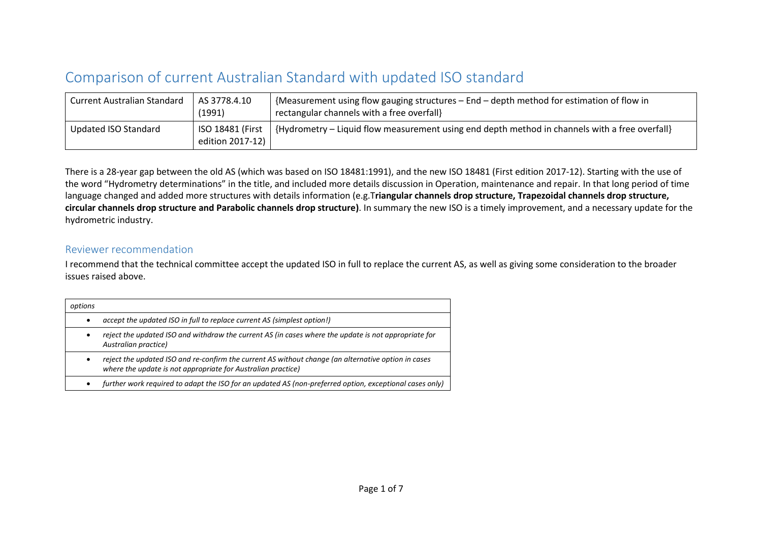# Comparison of current Australian Standard with updated ISO standard

| Current Australian Standard | AS 3778.4.10 (1991) | {Measurement using flow gauging structures – End – depth method for estimation of flow in rectangular channels with a free overfall} |
|---|---|---|
| Updated ISO Standard | ISO 18481 (First edition 2017-12) | {Hydrometry – Liquid flow measurement using end depth method in channels with a free overfall} |

There is a 28-year gap between the old AS (which was based on ISO 18481:1991), and the new ISO 18481 (First edition 2017-12). Starting with the use of the word "Hydrometry determinations" in the title, and included more details discussion in Operation, maintenance and repair. In that long period of time language changed and added more structures with details information (e.g.T**riangular channels drop structure, Trapezoidal channels drop structure, circular channels drop structure and Parabolic channels drop structure)**. In summary the new ISO is a timely improvement, and a necessary update for the hydrometric industry.

## Reviewer recommendation

I recommend that the technical committee accept the updated ISO in full to replace the current AS, as well as giving some consideration to the broader issues raised above.

| *options* |
|---|
| • *accept the updated ISO in full to replace current AS (simplest option!)* |
| • *reject the updated ISO and withdraw the current AS (in cases where the update is not appropriate for Australian practice)* |
| • *reject the updated ISO and re-confirm the current AS without change (an alternative option in cases where the update is not appropriate for Australian practice)* |
| • *further work required to adapt the ISO for an updated AS (non-preferred option, exceptional cases only)* |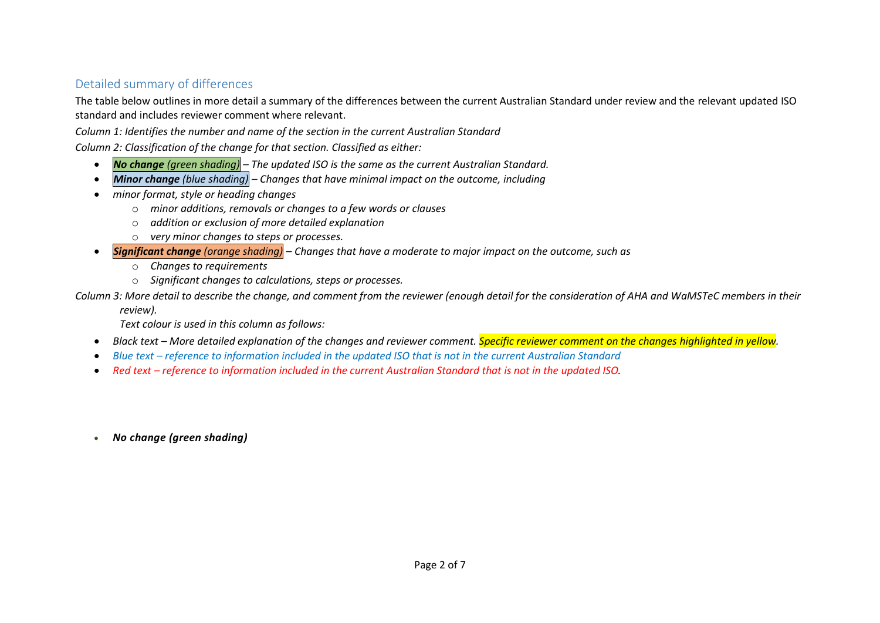## Detailed summary of differences

The table below outlines in more detail a summary of the differences between the current Australian Standard under review and the relevant updated ISO standard and includes reviewer comment where relevant.

*Column 1: Identifies the number and name of the section in the current Australian Standard*

*Column 2: Classification of the change for that section. Classified as either:*

- ***No change** (green shading)* – *The updated ISO is the same as the current Australian Standard.*
- ***Minor change** (blue shading)* – *Changes that have minimal impact on the outcome, including*
- *minor format, style or heading changes*
    - *minor additions, removals or changes to a few words or clauses*
    - *addition or exclusion of more detailed explanation*
    - *very minor changes to steps or processes.*
- ***Significant change** (orange shading)* – *Changes that have a moderate to major impact on the outcome, such as*
    - *Changes to requirements*
    - *Significant changes to calculations, steps or processes.*

*Column 3: More detail to describe the change, and comment from the reviewer (enough detail for the consideration of AHA and WaMSTeC members in their review).*

*Text colour is used in this column as follows:*

- *Black text – More detailed explanation of the changes and reviewer comment. Specific reviewer comment on the changes highlighted in yellow.*
- *Blue text – reference to information included in the updated ISO that is not in the current Australian Standard*
- *Red text – reference to information included in the current Australian Standard that is not in the updated ISO.*

- ***No change (green shading)***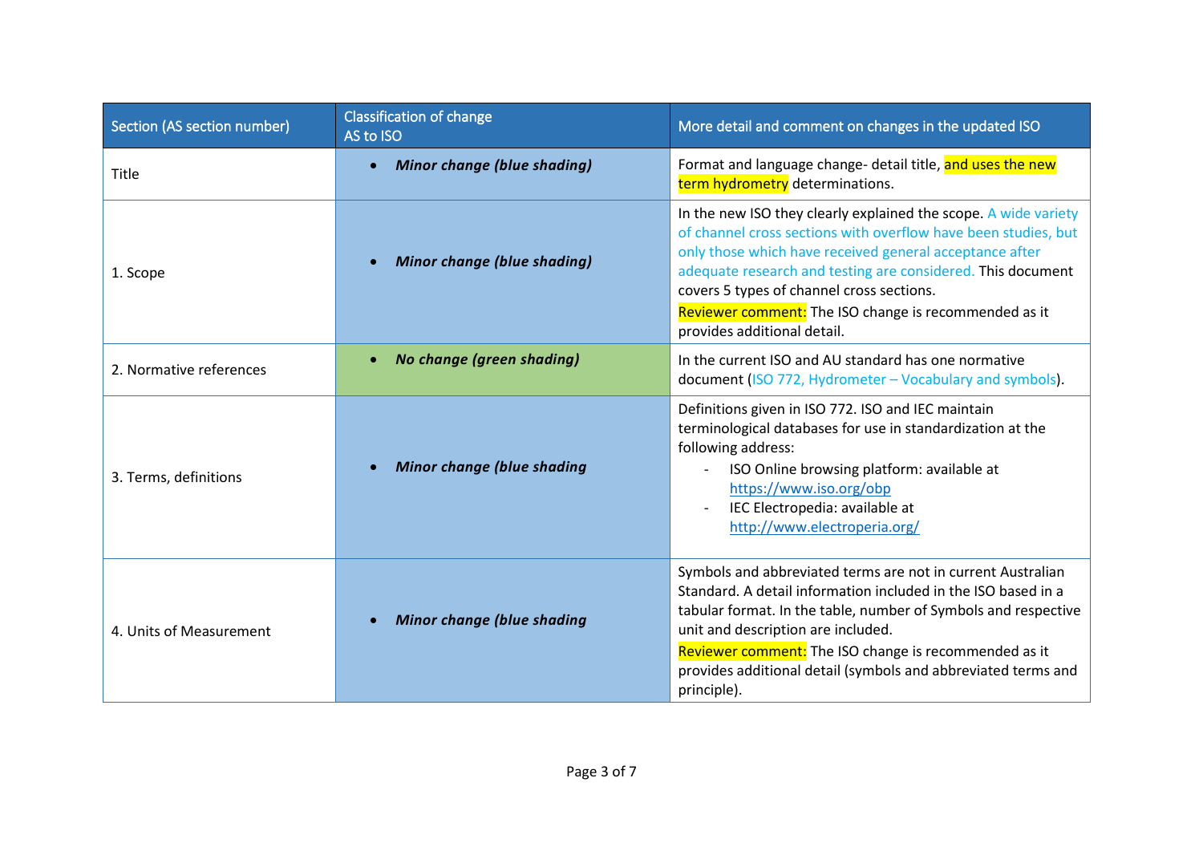| Section (AS section number) | Classification of change AS to ISO | More detail and comment on changes in the updated ISO |
|---|---|---|
| Title | • ***Minor change (blue shading)*** | Format and language change- detail title, and uses the new term hydrometry determinations. |
| 1. Scope | • ***Minor change (blue shading)*** | In the new ISO they clearly explained the scope. A wide variety of channel cross sections with overflow have been studies, but only those which have received general acceptance after adequate research and testing are considered. This document covers 5 types of channel cross sections. Reviewer comment: The ISO change is recommended as it provides additional detail. |
| 2. Normative references | • ***No change (green shading)*** | In the current ISO and AU standard has one normative document (ISO 772, Hydrometer – Vocabulary and symbols). |
| 3. Terms, definitions | • ***Minor change (blue shading*** | Definitions given in ISO 772. ISO and IEC maintain terminological databases for use in standardization at the following address: - ISO Online browsing platform: available at https://www.iso.org/obp - IEC Electropedia: available at http://www.electroperia.org/ |
| 4. Units of Measurement | • ***Minor change (blue shading*** | Symbols and abbreviated terms are not in current Australian Standard. A detail information included in the ISO based in a tabular format. In the table, number of Symbols and respective unit and description are included. Reviewer comment: The ISO change is recommended as it provides additional detail (symbols and abbreviated terms and principle). |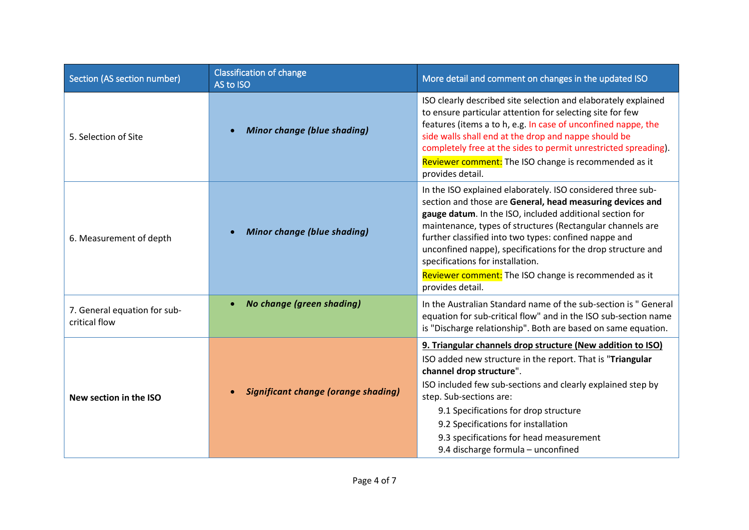| Section (AS section number) | Classification of change AS to ISO | More detail and comment on changes in the updated ISO |
|---|---|---|
| 5. Selection of Site | • ***Minor change (blue shading)*** | ISO clearly described site selection and elaborately explained to ensure particular attention for selecting site for few features (items a to h, e.g. In case of unconfined nappe, the side walls shall end at the drop and nappe should be completely free at the sides to permit unrestricted spreading).<br>Reviewer comment: The ISO change is recommended as it provides detail. |
| 6. Measurement of depth | • ***Minor change (blue shading)*** | In the ISO explained elaborately. ISO considered three sub-section and those are **General, head measuring devices and gauge datum**. In the ISO, included additional section for maintenance, types of structures (Rectangular channels are further classified into two types: confined nappe and unconfined nappe), specifications for the drop structure and specifications for installation.<br>Reviewer comment: The ISO change is recommended as it provides detail. |
| 7. General equation for sub-critical flow | • ***No change (green shading)*** | In the Australian Standard name of the sub-section is " General equation for sub-critical flow" and in the ISO sub-section name is "Discharge relationship". Both are based on same equation. |
| **New section in the ISO** | • ***Significant change (orange shading)*** | **9. Triangular channels drop structure (New addition to ISO)**<br>ISO added new structure in the report. That is "**Triangular channel drop structure**".<br>ISO included few sub-sections and clearly explained step by step. Sub-sections are:<br>9.1 Specifications for drop structure<br>9.2 Specifications for installation<br>9.3 specifications for head measurement<br>9.4 discharge formula – unconfined |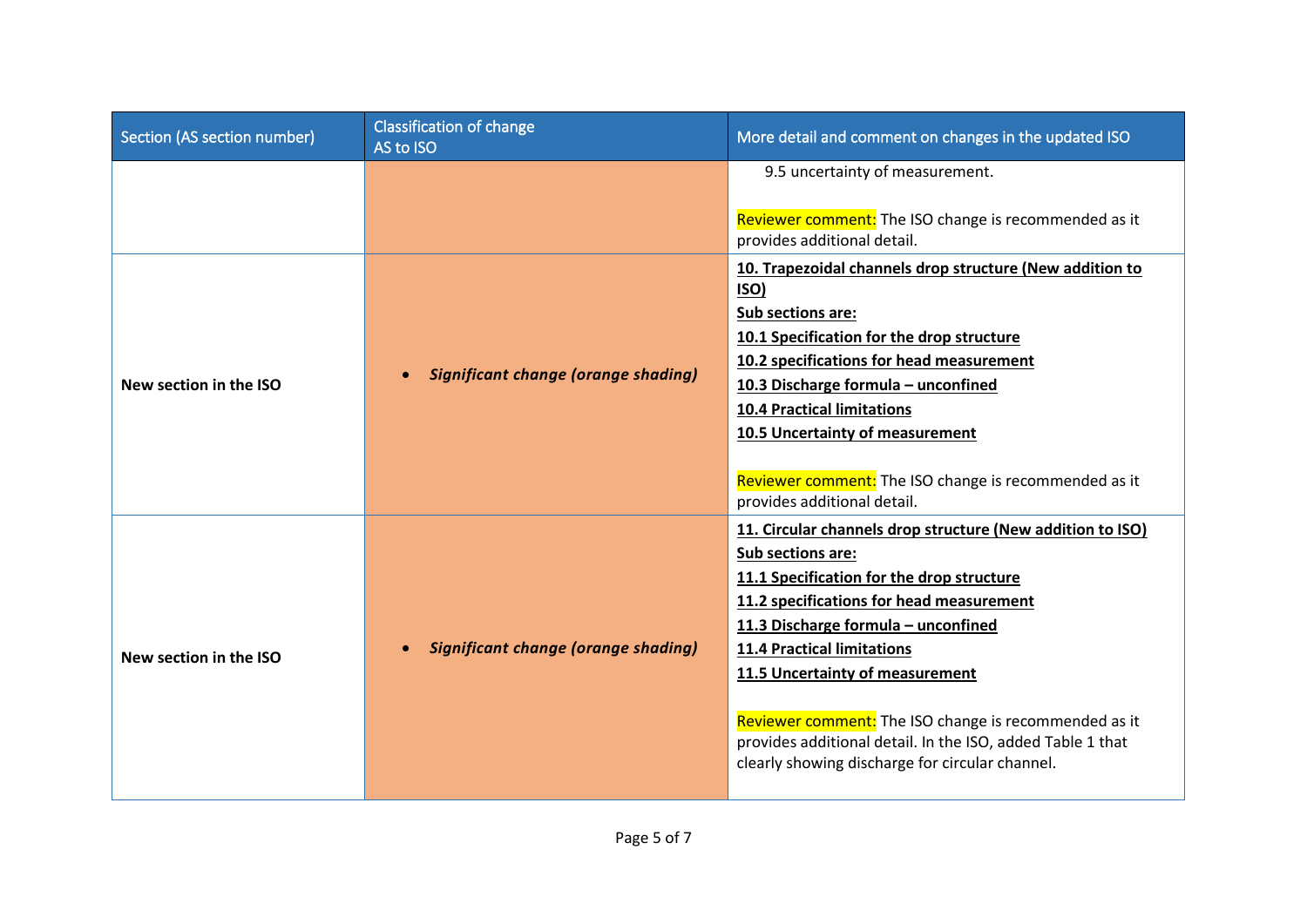| Section (AS section number) | Classification of change AS to ISO | More detail and comment on changes in the updated ISO |
|---|---|---|
| | | 9.5 uncertainty of measurement.<br><br>Reviewer comment: The ISO change is recommended as it provides additional detail. |
| **New section in the ISO** | • ***Significant change (orange shading)*** | **10. Trapezoidal channels drop structure (New addition to ISO)**<br>**Sub sections are:**<br>**10.1 Specification for the drop structure**<br>**10.2 specifications for head measurement**<br>**10.3 Discharge formula – unconfined**<br>**10.4 Practical limitations**<br>**10.5 Uncertainty of measurement**<br><br>Reviewer comment: The ISO change is recommended as it provides additional detail. |
| **New section in the ISO** | • ***Significant change (orange shading)*** | **11. Circular channels drop structure (New addition to ISO)**<br>**Sub sections are:**<br>**11.1 Specification for the drop structure**<br>**11.2 specifications for head measurement**<br>**11.3 Discharge formula – unconfined**<br>**11.4 Practical limitations**<br>**11.5 Uncertainty of measurement**<br><br>Reviewer comment: The ISO change is recommended as it provides additional detail. In the ISO, added Table 1 that clearly showing discharge for circular channel. |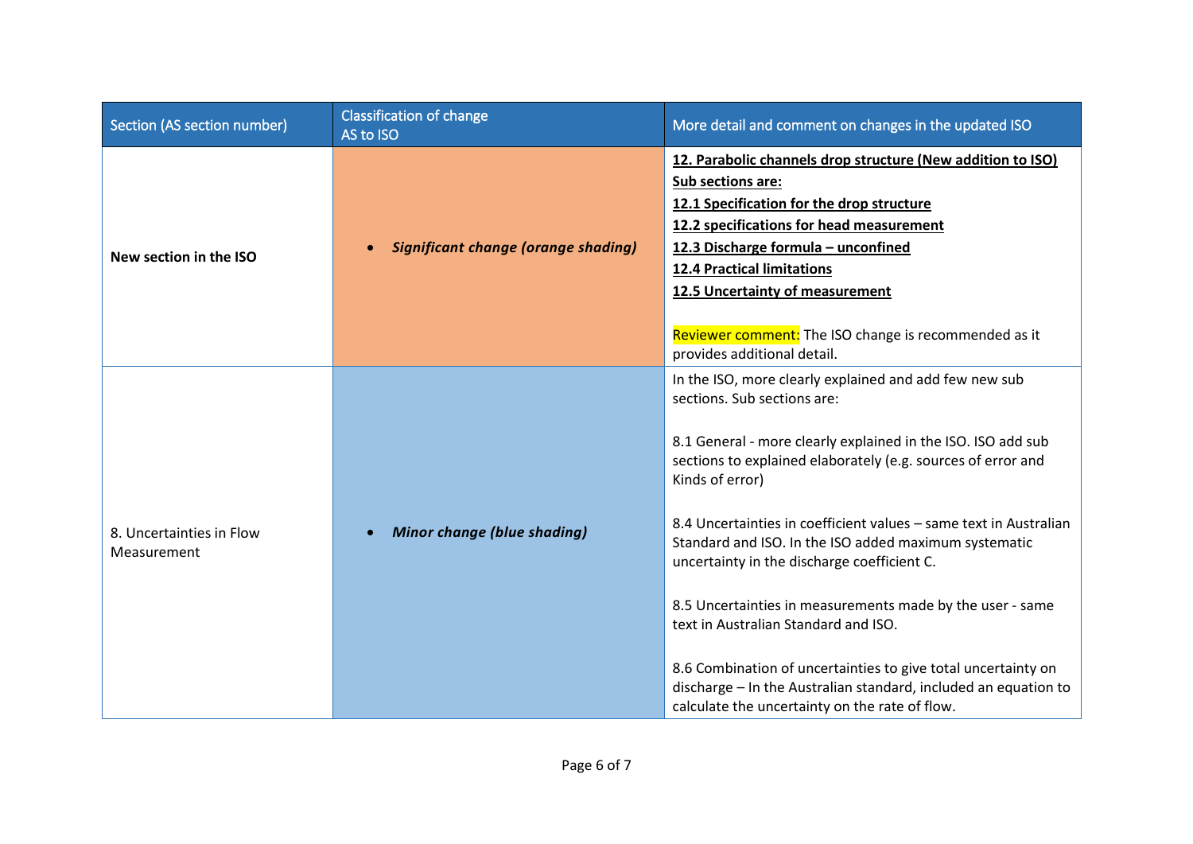| Section (AS section number) | Classification of change AS to ISO | More detail and comment on changes in the updated ISO |
|---|---|---|
| **New section in the ISO** | • ***Significant change (orange shading)*** | **12. Parabolic channels drop structure (New addition to ISO)**<br>**Sub sections are:**<br>**12.1 Specification for the drop structure**<br>**12.2 specifications for head measurement**<br>**12.3 Discharge formula – unconfined**<br>**12.4 Practical limitations**<br>**12.5 Uncertainty of measurement**<br><br>Reviewer comment: The ISO change is recommended as it provides additional detail. |
| 8. Uncertainties in Flow Measurement | • ***Minor change (blue shading)*** | In the ISO, more clearly explained and add few new sub sections. Sub sections are:<br><br>8.1 General - more clearly explained in the ISO. ISO add sub sections to explained elaborately (e.g. sources of error and Kinds of error)<br><br>8.4 Uncertainties in coefficient values – same text in Australian Standard and ISO. In the ISO added maximum systematic uncertainty in the discharge coefficient C.<br><br>8.5 Uncertainties in measurements made by the user - same text in Australian Standard and ISO.<br><br>8.6 Combination of uncertainties to give total uncertainty on discharge – In the Australian standard, included an equation to calculate the uncertainty on the rate of flow. |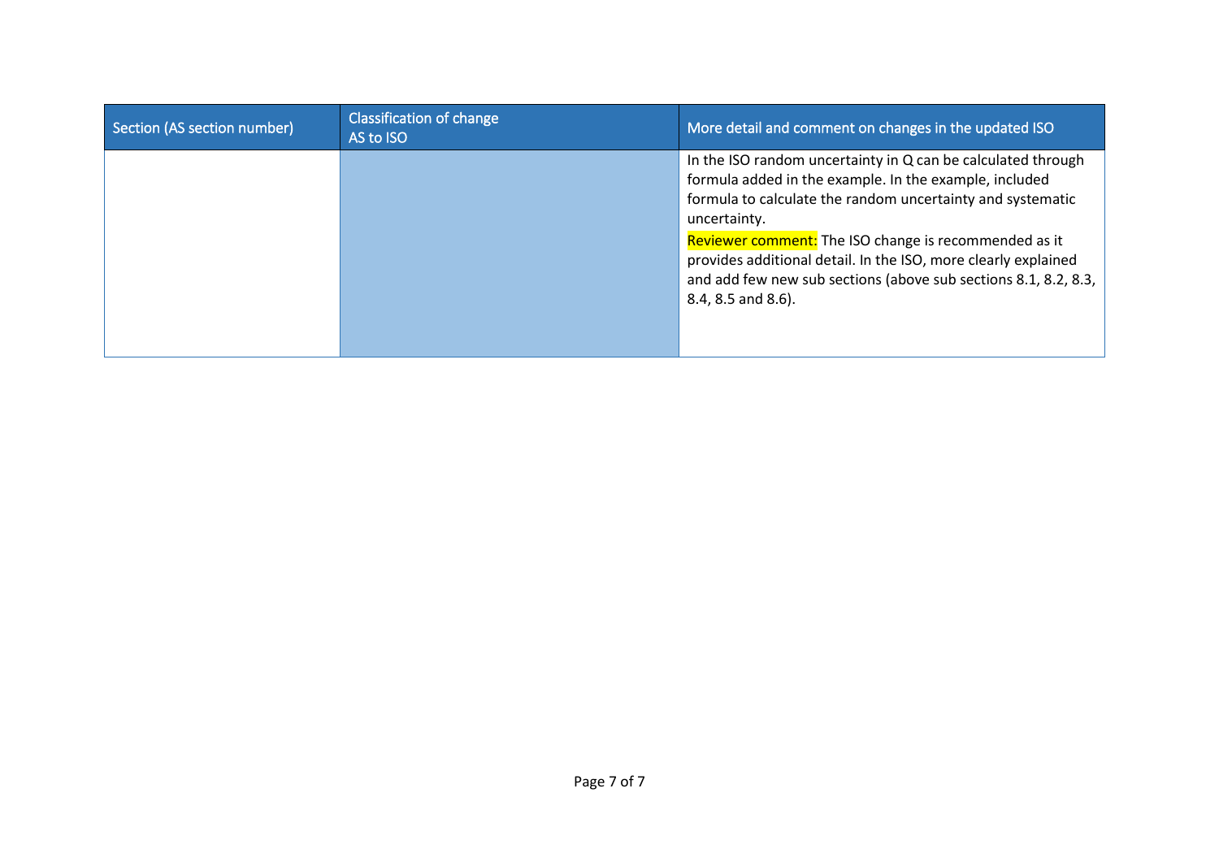| Section (AS section number) | Classification of change AS to ISO | More detail and comment on changes in the updated ISO |
|---|---|---|
| | | In the ISO random uncertainty in Q can be calculated through formula added in the example. In the example, included formula to calculate the random uncertainty and systematic uncertainty.<br>Reviewer comment: The ISO change is recommended as it provides additional detail. In the ISO, more clearly explained and add few new sub sections (above sub sections 8.1, 8.2, 8.3, 8.4, 8.5 and 8.6). |